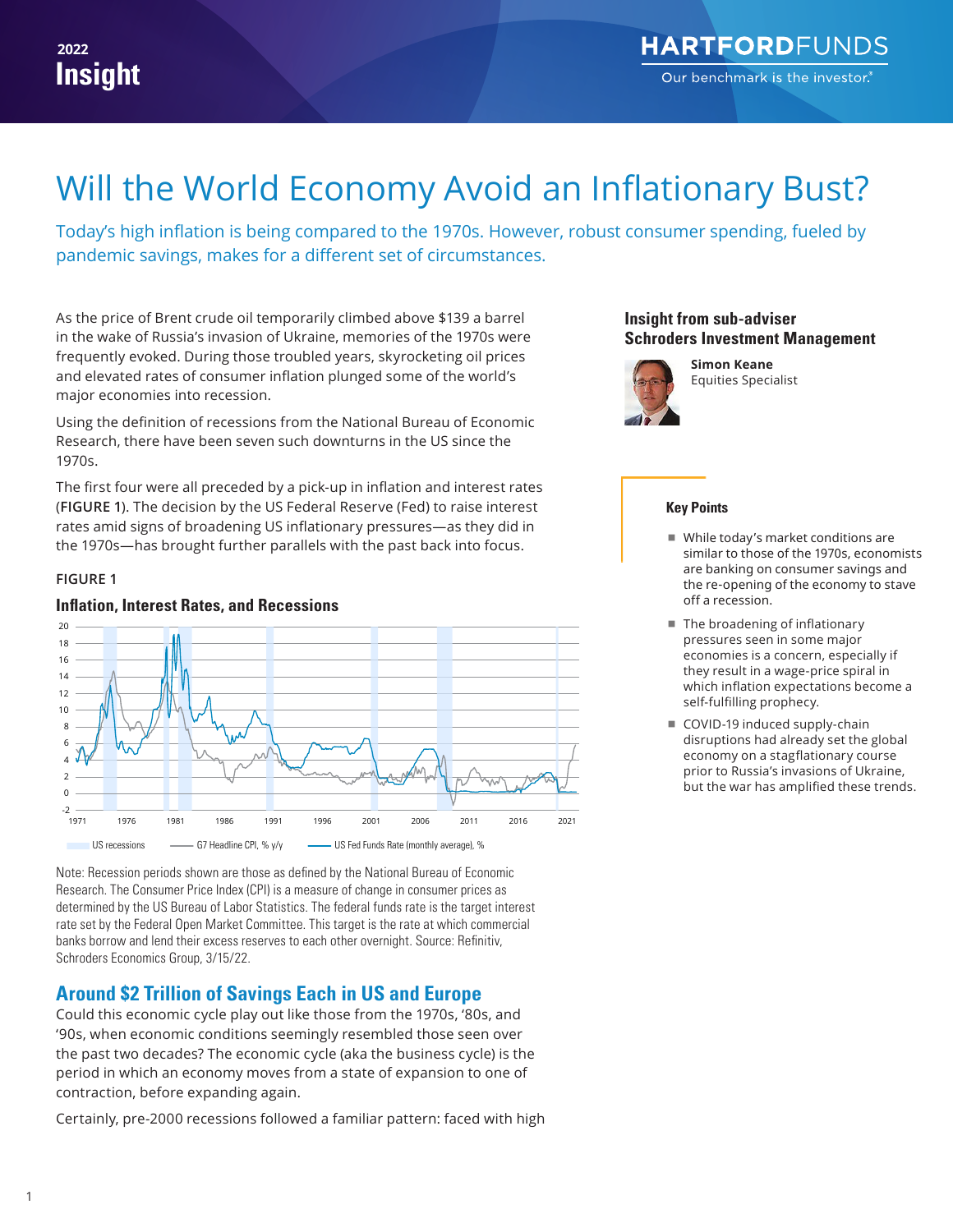2022 Insight

# Will the World Economy Avoid an Inflationary Bust?

Today's high inflation is being compared to the 1970s. However, robust consumer spending, fueled by pandemic savings, makes for a different set of circumstances.

As the price of Brent crude oil temporarily climbed above $139 a barrel in the wake of Russia's invasion of Ukraine, memories of the 1970s were frequently evoked. During those troubled years, skyrocketing oil prices and elevated rates of consumer inflation plunged some of the world's major economies into recession.

Using the definition of recessions from the National Bureau of Economic Research, there have been seven such downturns in the US since the 1970s.

The first four were all preceded by a pick-up in inflation and interest rates (**FIGURE 1**). The decision by the US Federal Reserve (Fed) to raise interest rates amid signs of broadening US inflationary pressures—as they did in the 1970s—has brought further parallels with the past back into focus.

FIGURE 1

**Inflation, Interest Rates, and Recessions**

Legend: US recessions; G7 Headline CPI, % y/y; US Fed Funds Rate (monthly average), %

Note: Recession periods shown are those as defined by the National Bureau of Economic Research. The Consumer Price Index (CPI) is a measure of change in consumer prices as determined by the US Bureau of Labor Statistics. The federal funds rate is the target interest rate set by the Federal Open Market Committee. This target is the rate at which commercial banks borrow and lend their excess reserves to each other overnight. Source: Refinitiv, Schroders Economics Group, 3/15/22.

## Around $2 Trillion of Savings Each in US and Europe

Could this economic cycle play out like those from the 1970s, '80s, and '90s, when economic conditions seemingly resembled those seen over the past two decades? The economic cycle (aka the business cycle) is the period in which an economy moves from a state of expansion to one of contraction, before expanding again.

Certainly, pre-2000 recessions followed a familiar pattern: faced with high

**Insight from sub-adviser Schroders Investment Management**

**Simon Keane**
Equities Specialist

**Key Points**

- While today's market conditions are similar to those of the 1970s, economists are banking on consumer savings and the re-opening of the economy to stave off a recession.
- The broadening of inflationary pressures seen in some major economies is a concern, especially if they result in a wage-price spiral in which inflation expectations become a self-fulfilling prophecy.
- COVID-19 induced supply-chain disruptions had already set the global economy on a stagflationary course prior to Russia's invasions of Ukraine, but the war has amplified these trends.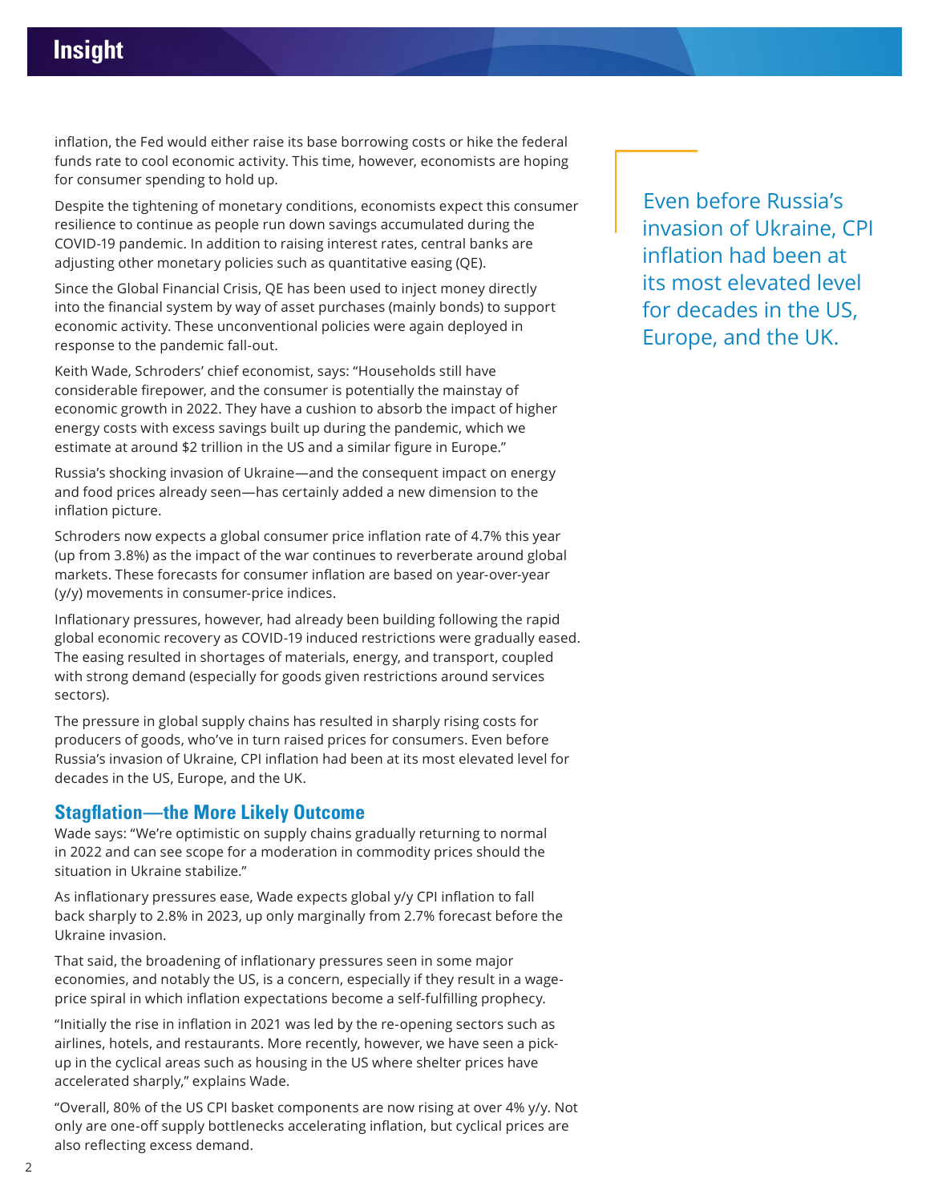inflation, the Fed would either raise its base borrowing costs or hike the federal funds rate to cool economic activity. This time, however, economists are hoping for consumer spending to hold up.

Despite the tightening of monetary conditions, economists expect this consumer resilience to continue as people run down savings accumulated during the COVID-19 pandemic. In addition to raising interest rates, central banks are adjusting other monetary policies such as quantitative easing (QE).

Since the Global Financial Crisis, QE has been used to inject money directly into the financial system by way of asset purchases (mainly bonds) to support economic activity. These unconventional policies were again deployed in response to the pandemic fall-out.

Keith Wade, Schroders' chief economist, says: "Households still have considerable firepower, and the consumer is potentially the mainstay of economic growth in 2022. They have a cushion to absorb the impact of higher energy costs with excess savings built up during the pandemic, which we estimate at around $2 trillion in the US and a similar figure in Europe."

Russia's shocking invasion of Ukraine—and the consequent impact on energy and food prices already seen—has certainly added a new dimension to the inflation picture.

Schroders now expects a global consumer price inflation rate of 4.7% this year (up from 3.8%) as the impact of the war continues to reverberate around global markets. These forecasts for consumer inflation are based on year-over-year (y/y) movements in consumer-price indices.

Inflationary pressures, however, had already been building following the rapid global economic recovery as COVID-19 induced restrictions were gradually eased. The easing resulted in shortages of materials, energy, and transport, coupled with strong demand (especially for goods given restrictions around services sectors).

The pressure in global supply chains has resulted in sharply rising costs for producers of goods, who've in turn raised prices for consumers. Even before Russia's invasion of Ukraine, CPI inflation had been at its most elevated level for decades in the US, Europe, and the UK.

> Even before Russia's invasion of Ukraine, CPI inflation had been at its most elevated level for decades in the US, Europe, and the UK.

## Stagflation—the More Likely Outcome

Wade says: "We're optimistic on supply chains gradually returning to normal in 2022 and can see scope for a moderation in commodity prices should the situation in Ukraine stabilize."

As inflationary pressures ease, Wade expects global y/y CPI inflation to fall back sharply to 2.8% in 2023, up only marginally from 2.7% forecast before the Ukraine invasion.

That said, the broadening of inflationary pressures seen in some major economies, and notably the US, is a concern, especially if they result in a wage-price spiral in which inflation expectations become a self-fulfilling prophecy.

"Initially the rise in inflation in 2021 was led by the re-opening sectors such as airlines, hotels, and restaurants. More recently, however, we have seen a pick-up in the cyclical areas such as housing in the US where shelter prices have accelerated sharply," explains Wade.

"Overall, 80% of the US CPI basket components are now rising at over 4% y/y. Not only are one-off supply bottlenecks accelerating inflation, but cyclical prices are also reflecting excess demand.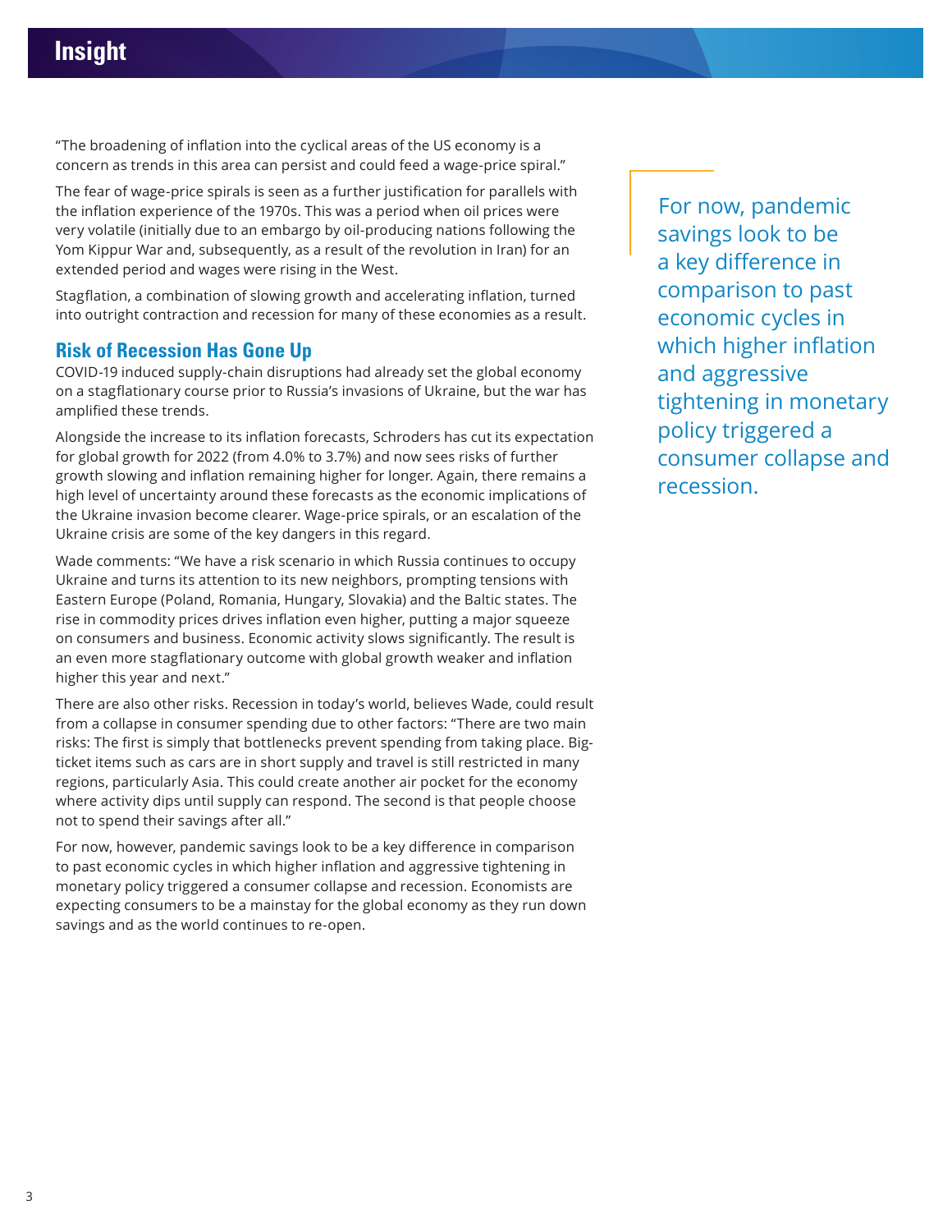"The broadening of inflation into the cyclical areas of the US economy is a concern as trends in this area can persist and could feed a wage-price spiral."

The fear of wage-price spirals is seen as a further justification for parallels with the inflation experience of the 1970s. This was a period when oil prices were very volatile (initially due to an embargo by oil-producing nations following the Yom Kippur War and, subsequently, as a result of the revolution in Iran) for an extended period and wages were rising in the West.

Stagflation, a combination of slowing growth and accelerating inflation, turned into outright contraction and recession for many of these economies as a result.

## Risk of Recession Has Gone Up

COVID-19 induced supply-chain disruptions had already set the global economy on a stagflationary course prior to Russia's invasions of Ukraine, but the war has amplified these trends.

Alongside the increase to its inflation forecasts, Schroders has cut its expectation for global growth for 2022 (from 4.0% to 3.7%) and now sees risks of further growth slowing and inflation remaining higher for longer. Again, there remains a high level of uncertainty around these forecasts as the economic implications of the Ukraine invasion become clearer. Wage-price spirals, or an escalation of the Ukraine crisis are some of the key dangers in this regard.

Wade comments: "We have a risk scenario in which Russia continues to occupy Ukraine and turns its attention to its new neighbors, prompting tensions with Eastern Europe (Poland, Romania, Hungary, Slovakia) and the Baltic states. The rise in commodity prices drives inflation even higher, putting a major squeeze on consumers and business. Economic activity slows significantly. The result is an even more stagflationary outcome with global growth weaker and inflation higher this year and next."

There are also other risks. Recession in today's world, believes Wade, could result from a collapse in consumer spending due to other factors: "There are two main risks: The first is simply that bottlenecks prevent spending from taking place. Big-ticket items such as cars are in short supply and travel is still restricted in many regions, particularly Asia. This could create another air pocket for the economy where activity dips until supply can respond. The second is that people choose not to spend their savings after all."

For now, however, pandemic savings look to be a key difference in comparison to past economic cycles in which higher inflation and aggressive tightening in monetary policy triggered a consumer collapse and recession. Economists are expecting consumers to be a mainstay for the global economy as they run down savings and as the world continues to re-open.

> For now, pandemic savings look to be a key difference in comparison to past economic cycles in which higher inflation and aggressive tightening in monetary policy triggered a consumer collapse and recession.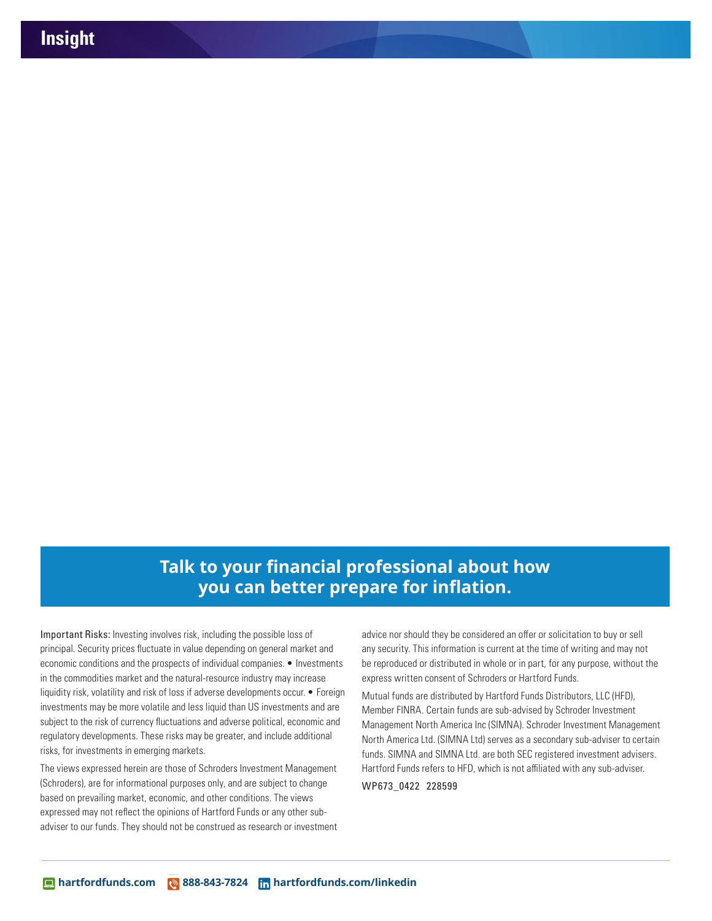**Talk to your financial professional about how you can better prepare for inflation.**

**Important Risks:** Investing involves risk, including the possible loss of principal. Security prices fluctuate in value depending on general market and economic conditions and the prospects of individual companies. • Investments in the commodities market and the natural-resource industry may increase liquidity risk, volatility and risk of loss if adverse developments occur. • Foreign investments may be more volatile and less liquid than US investments and are subject to the risk of currency fluctuations and adverse political, economic and regulatory developments. These risks may be greater, and include additional risks, for investments in emerging markets.

The views expressed herein are those of Schroders Investment Management (Schroders), are for informational purposes only, and are subject to change based on prevailing market, economic, and other conditions. The views expressed may not reflect the opinions of Hartford Funds or any other sub-adviser to our funds. They should not be construed as research or investment advice nor should they be considered an offer or solicitation to buy or sell any security. This information is current at the time of writing and may not be reproduced or distributed in whole or in part, for any purpose, without the express written consent of Schroders or Hartford Funds.

Mutual funds are distributed by Hartford Funds Distributors, LLC (HFD), Member FINRA. Certain funds are sub-advised by Schroder Investment Management North America Inc (SIMNA). Schroder Investment Management North America Ltd. (SIMNA Ltd) serves as a secondary sub-adviser to certain funds. SIMNA and SIMNA Ltd. are both SEC registered investment advisers. Hartford Funds refers to HFD, which is not affiliated with any sub-adviser.

WP673_0422 228599

hartfordfunds.com 888-843-7824 hartfordfunds.com/linkedin